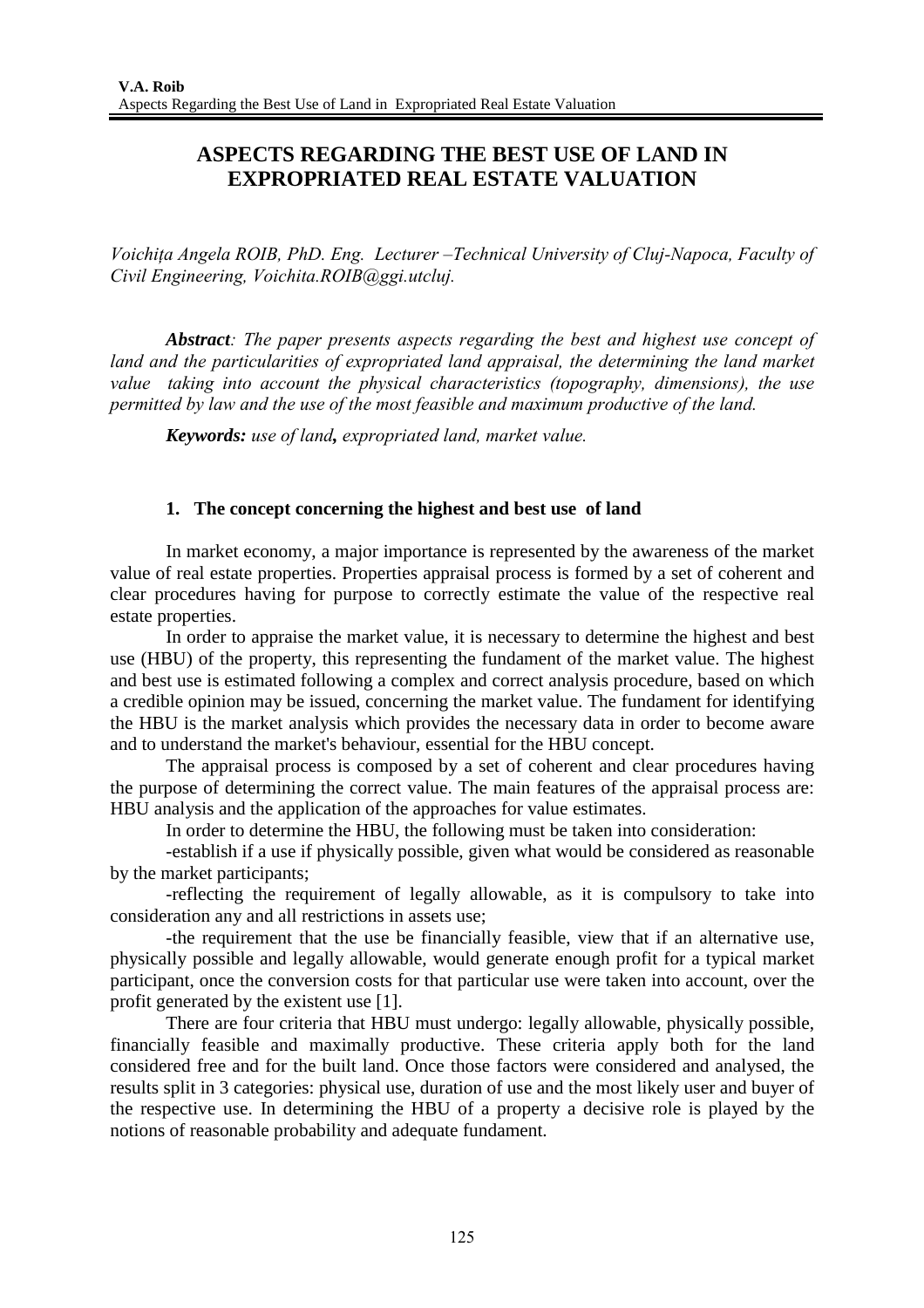／

# ASPECTS REGARDING THE BEST USE OF LAND IN EXPROPRIATED REAL ESTATE VALUATION

*Voichița Angela ROIB, PhD. Eng. Lecturer –Technical University of Cluj-Napoca, Faculty of Civil Engineering, Voichita.ROIB@ggi.utcluj.*

***Abstract**: The paper presents aspects regarding the best and highest use concept of land and the particularities of expropriated land appraisal, the determining the land market value taking into account the physical characteristics (topography, dimensions), the use permitted by law and the use of the most feasible and maximum productive of the land.*

***Keywords:** use of land, expropriated land, market value.*

## 1. The concept concerning the highest and best use of land

In market economy, a major importance is represented by the awareness of the market value of real estate properties. Properties appraisal process is formed by a set of coherent and clear procedures having for purpose to correctly estimate the value of the respective real estate properties.

In order to appraise the market value, it is necessary to determine the highest and best use (HBU) of the property, this representing the fundament of the market value. The highest and best use is estimated following a complex and correct analysis procedure, based on which a credible opinion may be issued, concerning the market value. The fundament for identifying the HBU is the market analysis which provides the necessary data in order to become aware and to understand the market's behaviour, essential for the HBU concept.

The appraisal process is composed by a set of coherent and clear procedures having the purpose of determining the correct value. The main features of the appraisal process are: HBU analysis and the application of the approaches for value estimates.

In order to determine the HBU, the following must be taken into consideration:

-establish if a use if physically possible, given what would be considered as reasonable by the market participants;

-reflecting the requirement of legally allowable, as it is compulsory to take into consideration any and all restrictions in assets use;

-the requirement that the use be financially feasible, view that if an alternative use, physically possible and legally allowable, would generate enough profit for a typical market participant, once the conversion costs for that particular use were taken into account, over the profit generated by the existent use [1].

There are four criteria that HBU must undergo: legally allowable, physically possible, financially feasible and maximally productive. These criteria apply both for the land considered free and for the built land. Once those factors were considered and analysed, the results split in 3 categories: physical use, duration of use and the most likely user and buyer of the respective use. In determining the HBU of a property a decisive role is played by the notions of reasonable probability and adequate fundament.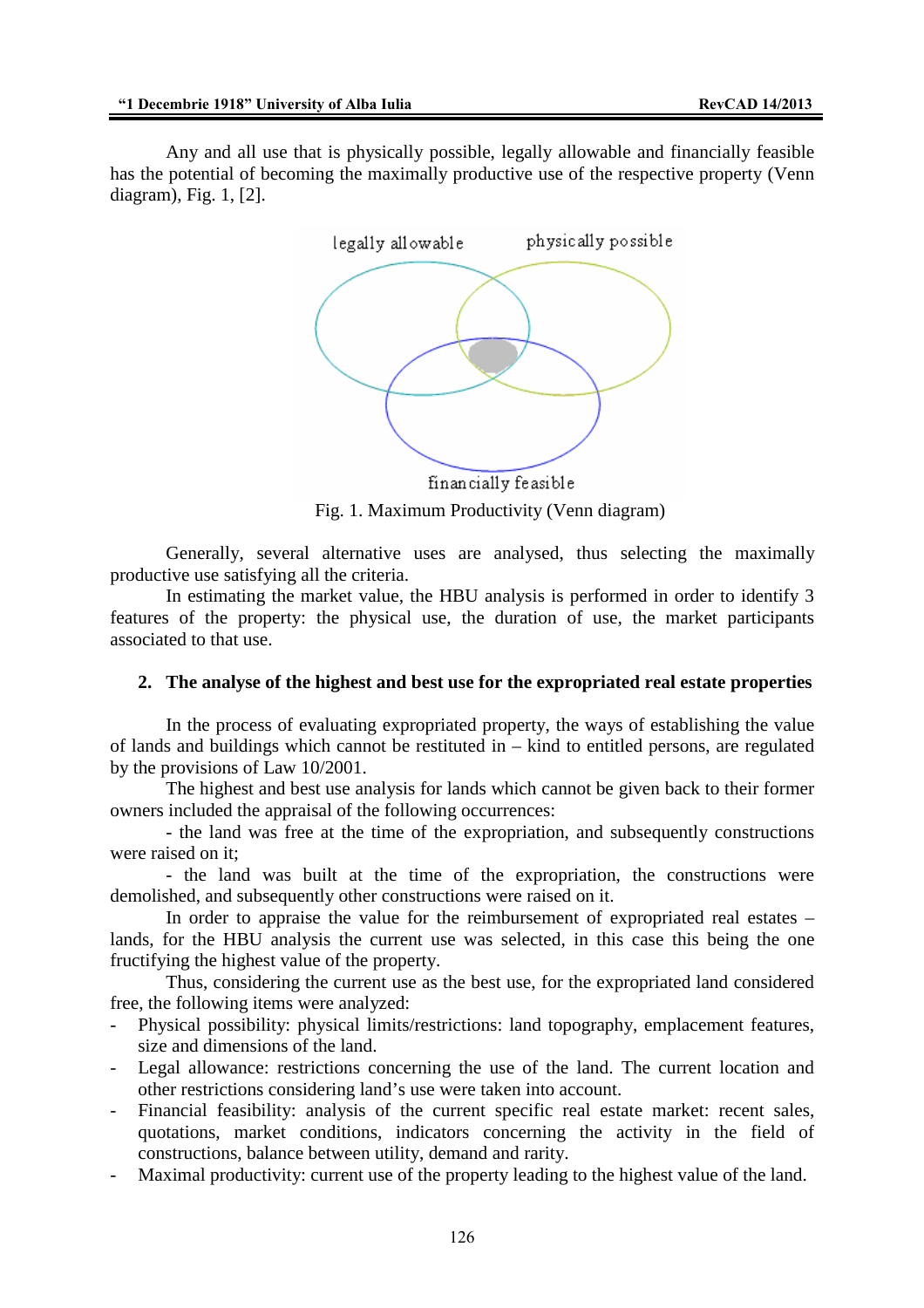Any and all use that is physically possible, legally allowable and financially feasible has the potential of becoming the maximally productive use of the respective property (Venn diagram), Fig. 1, [2].

Fig. 1. Maximum Productivity (Venn diagram)

Generally, several alternative uses are analysed, thus selecting the maximally productive use satisfying all the criteria.

In estimating the market value, the HBU analysis is performed in order to identify 3 features of the property: the physical use, the duration of use, the market participants associated to that use.

## 2. The analyse of the highest and best use for the expropriated real estate properties

In the process of evaluating expropriated property, the ways of establishing the value of lands and buildings which cannot be restituted in – kind to entitled persons, are regulated by the provisions of Law 10/2001.

The highest and best use analysis for lands which cannot be given back to their former owners included the appraisal of the following occurrences:

- the land was free at the time of the expropriation, and subsequently constructions were raised on it;

- the land was built at the time of the expropriation, the constructions were demolished, and subsequently other constructions were raised on it.

In order to appraise the value for the reimbursement of expropriated real estates – lands, for the HBU analysis the current use was selected, in this case this being the one fructifying the highest value of the property.

Thus, considering the current use as the best use, for the expropriated land considered free, the following items were analyzed:

- Physical possibility: physical limits/restrictions: land topography, emplacement features, size and dimensions of the land.
- Legal allowance: restrictions concerning the use of the land. The current location and other restrictions considering land's use were taken into account.
- Financial feasibility: analysis of the current specific real estate market: recent sales, quotations, market conditions, indicators concerning the activity in the field of constructions, balance between utility, demand and rarity.
- Maximal productivity: current use of the property leading to the highest value of the land.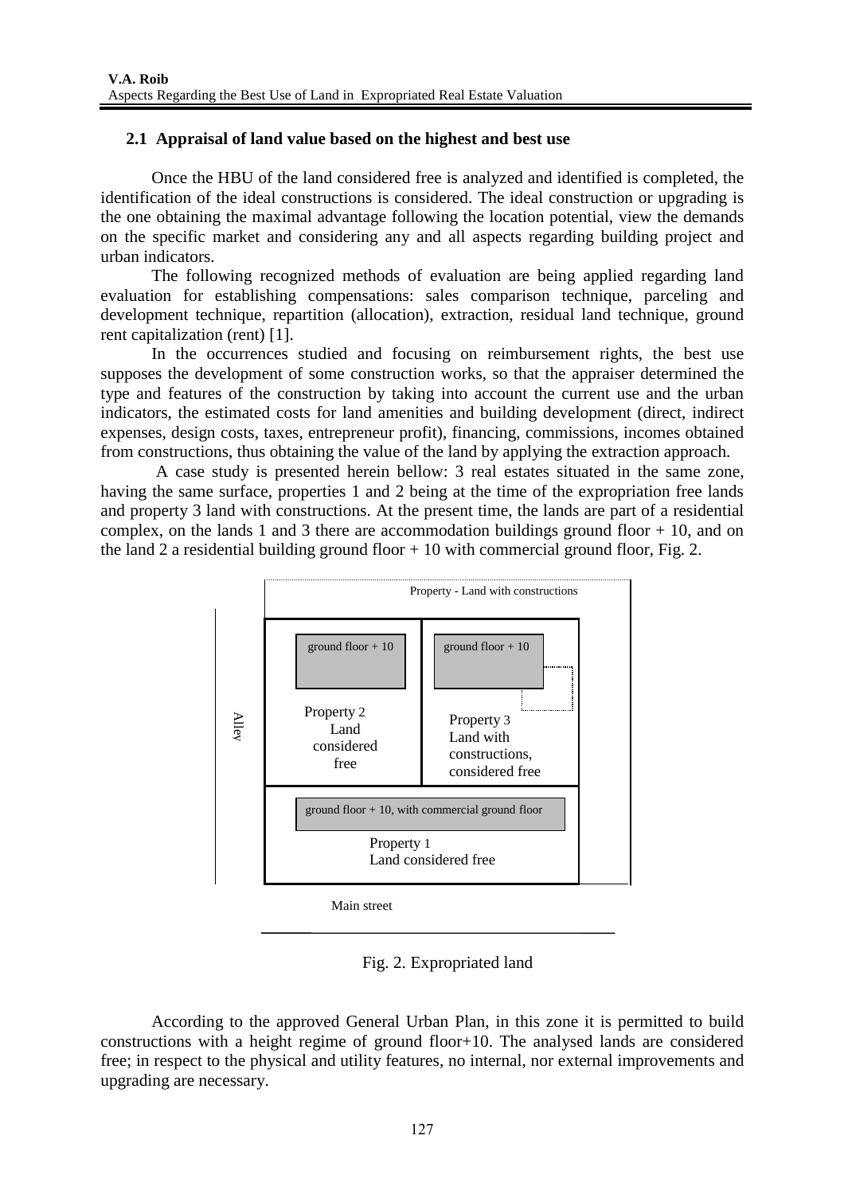## 2.1 Appraisal of land value based on the highest and best use

Once the HBU of the land considered free is analyzed and identified is completed, the identification of the ideal constructions is considered. The ideal construction or upgrading is the one obtaining the maximal advantage following the location potential, view the demands on the specific market and considering any and all aspects regarding building project and urban indicators.

The following recognized methods of evaluation are being applied regarding land evaluation for establishing compensations: sales comparison technique, parceling and development technique, repartition (allocation), extraction, residual land technique, ground rent capitalization (rent) [1].

In the occurrences studied and focusing on reimbursement rights, the best use supposes the development of some construction works, so that the appraiser determined the type and features of the construction by taking into account the current use and the urban indicators, the estimated costs for land amenities and building development (direct, indirect expenses, design costs, taxes, entrepreneur profit), financing, commissions, incomes obtained from constructions, thus obtaining the value of the land by applying the extraction approach.

A case study is presented herein bellow: 3 real estates situated in the same zone, having the same surface, properties 1 and 2 being at the time of the expropriation free lands and property 3 land with constructions. At the present time, the lands are part of a residential complex, on the lands 1 and 3 there are accommodation buildings ground floor + 10, and on the land 2 a residential building ground floor + 10 with commercial ground floor, Fig. 2.

Property - Land with constructions

ground floor + 10 | ground floor + 10

Property 2 Land considered free | Property 3 Land with constructions, considered free

Alley

ground floor + 10, with commercial ground floor

Property 1 Land considered free

Main street

Fig. 2. Expropriated land

According to the approved General Urban Plan, in this zone it is permitted to build constructions with a height regime of ground floor+10. The analysed lands are considered free; in respect to the physical and utility features, no internal, nor external improvements and upgrading are necessary.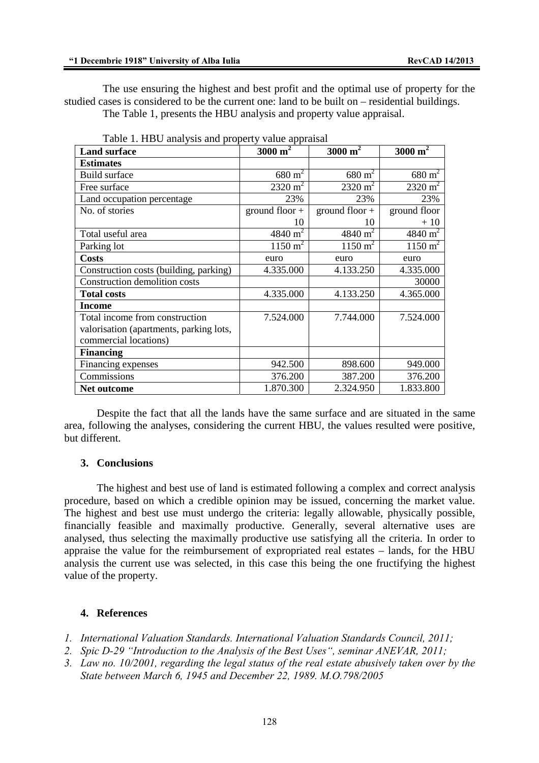The use ensuring the highest and best profit and the optimal use of property for the studied cases is considered to be the current one: land to be built on – residential buildings.

The Table 1, presents the HBU analysis and property value appraisal.

Table 1. HBU analysis and property value appraisal

| **Land surface** | **3000 m$^2$** | **3000 m$^2$** | **3000 m$^2$** |
|---|---|---|---|
| **Estimates** | | | |
| Build surface | 680 m$^2$ | 680 m$^2$ | 680 m$^2$ |
| Free surface | 2320 m$^2$ | 2320 m$^2$ | 2320 m$^2$ |
| Land occupation percentage | 23% | 23% | 23% |
| No. of stories | ground floor + 10 | ground floor + 10 | ground floor + 10 |
| Total useful area | 4840 m$^2$ | 4840 m$^2$ | 4840 m$^2$ |
| Parking lot | 1150 m$^2$ | 1150 m$^2$ | 1150 m$^2$ |
| **Costs** | euro | euro | euro |
| Construction costs (building, parking) | 4.335.000 | 4.133.250 | 4.335.000 |
| Construction demolition costs | | | 30000 |
| **Total costs** | 4.335.000 | 4.133.250 | 4.365.000 |
| **Income** | | | |
| Total income from construction valorisation (apartments, parking lots, commercial locations) | 7.524.000 | 7.744.000 | 7.524.000 |
| **Financing** | | | |
| Financing expenses | 942.500 | 898.600 | 949.000 |
| Commissions | 376.200 | 387.200 | 376.200 |
| **Net outcome** | 1.870.300 | 2.324.950 | 1.833.800 |

Despite the fact that all the lands have the same surface and are situated in the same area, following the analyses, considering the current HBU, the values resulted were positive, but different.

## 3. Conclusions

The highest and best use of land is estimated following a complex and correct analysis procedure, based on which a credible opinion may be issued, concerning the market value. The highest and best use must undergo the criteria: legally allowable, physically possible, financially feasible and maximally productive. Generally, several alternative uses are analysed, thus selecting the maximally productive use satisfying all the criteria. In order to appraise the value for the reimbursement of expropriated real estates – lands, for the HBU analysis the current use was selected, in this case this being the one fructifying the highest value of the property.

## 4. References

1. *International Valuation Standards. International Valuation Standards Council, 2011;*
2. *Spic D-29 "Introduction to the Analysis of the Best Uses", seminar ANEVAR, 2011;*
3. *Law no. 10/2001, regarding the legal status of the real estate abusively taken over by the State between March 6, 1945 and December 22, 1989. M.O.798/2005*